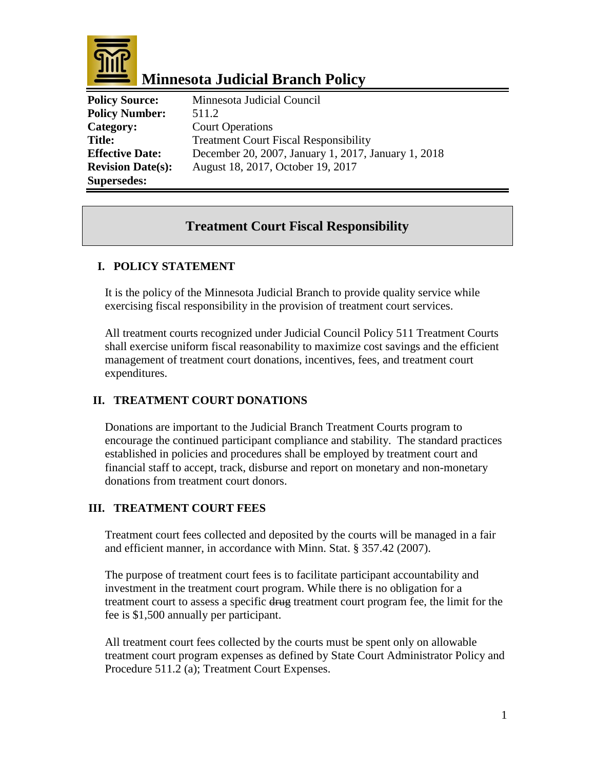# Minnesota Judicial Branch Policy

| | |
|---|---|
| **Policy Source:** | Minnesota Judicial Council |
| **Policy Number:** | 511.2 |
| **Category:** | Court Operations |
| **Title:** | Treatment Court Fiscal Responsibility |
| **Effective Date:** | December 20, 2007, January 1, 2017, January 1, 2018 |
| **Revision Date(s):** | August 18, 2017, October 19, 2017 |
| **Supersedes:** | |

## Treatment Court Fiscal Responsibility

### I. POLICY STATEMENT

It is the policy of the Minnesota Judicial Branch to provide quality service while exercising fiscal responsibility in the provision of treatment court services.

All treatment courts recognized under Judicial Council Policy 511 Treatment Courts shall exercise uniform fiscal reasonability to maximize cost savings and the efficient management of treatment court donations, incentives, fees, and treatment court expenditures.

### II. TREATMENT COURT DONATIONS

Donations are important to the Judicial Branch Treatment Courts program to encourage the continued participant compliance and stability. The standard practices established in policies and procedures shall be employed by treatment court and financial staff to accept, track, disburse and report on monetary and non-monetary donations from treatment court donors.

### III. TREATMENT COURT FEES

Treatment court fees collected and deposited by the courts will be managed in a fair and efficient manner, in accordance with Minn. Stat. § 357.42 (2007).

The purpose of treatment court fees is to facilitate participant accountability and investment in the treatment court program. While there is no obligation for a treatment court to assess a specific ~~drug~~ treatment court program fee, the limit for the fee is $1,500 annually per participant.

All treatment court fees collected by the courts must be spent only on allowable treatment court program expenses as defined by State Court Administrator Policy and Procedure 511.2 (a); Treatment Court Expenses.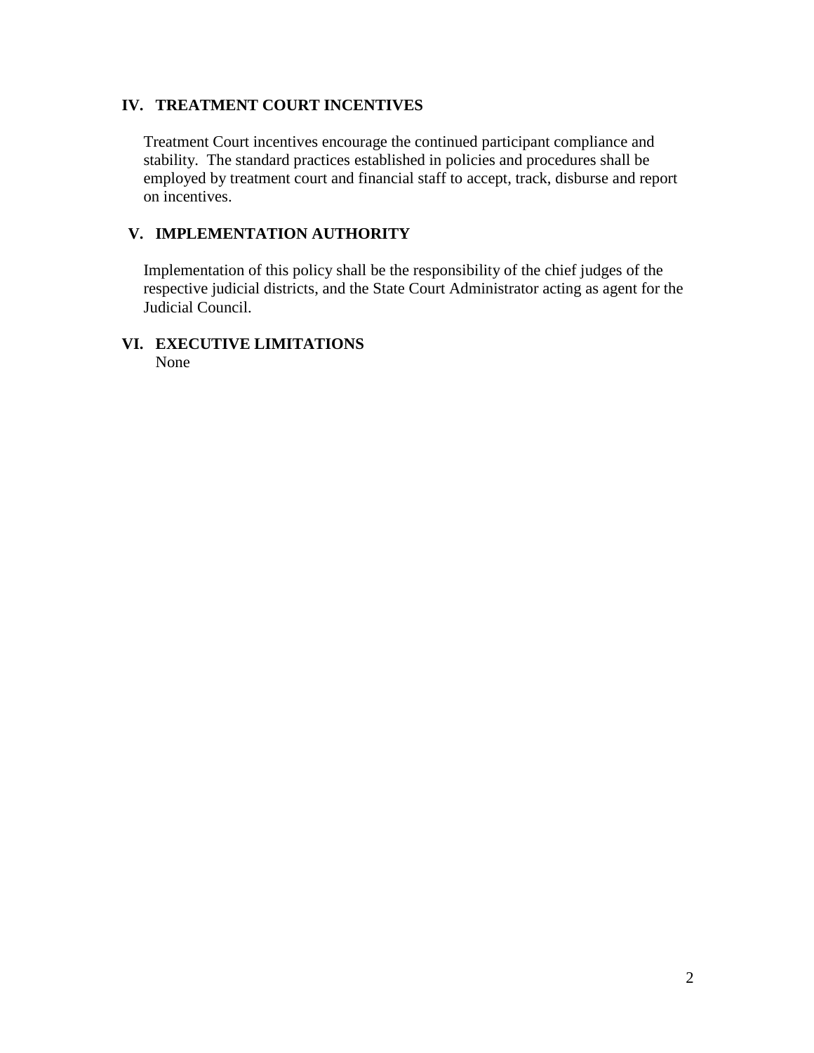## IV. TREATMENT COURT INCENTIVES

Treatment Court incentives encourage the continued participant compliance and stability. The standard practices established in policies and procedures shall be employed by treatment court and financial staff to accept, track, disburse and report on incentives.

## V. IMPLEMENTATION AUTHORITY

Implementation of this policy shall be the responsibility of the chief judges of the respective judicial districts, and the State Court Administrator acting as agent for the Judicial Council.

## VI. EXECUTIVE LIMITATIONS

None